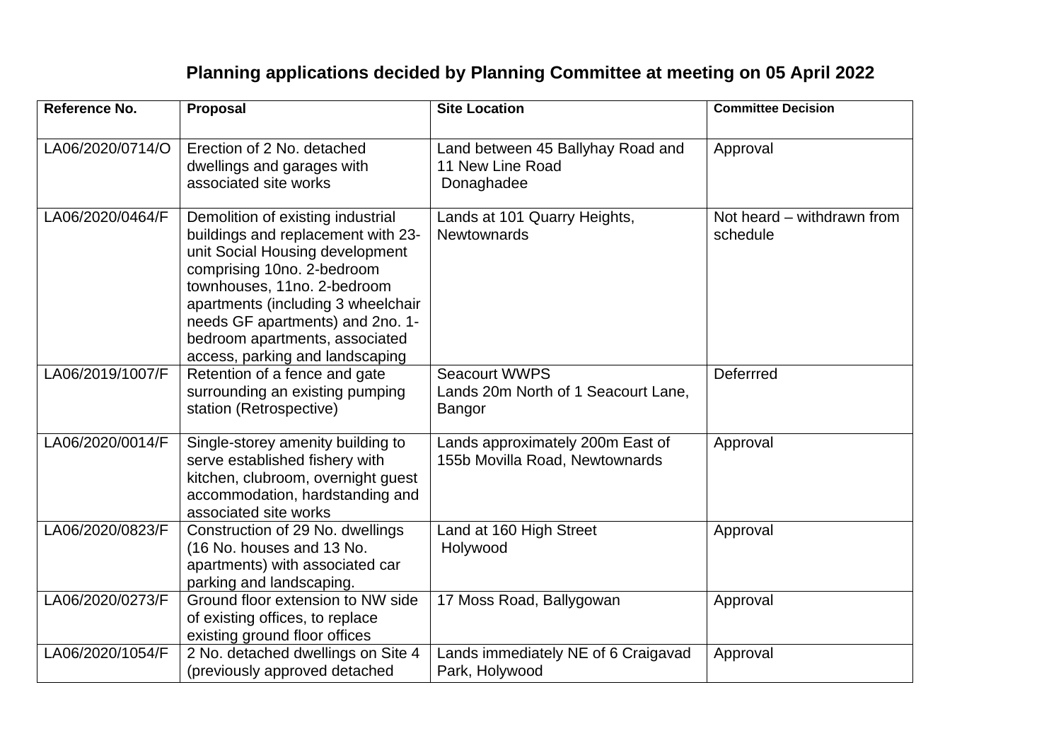# Planning applications decided by Planning Committee at meeting on 05 April 2022

| Reference No. | Proposal | Site Location | Committee Decision |
|---|---|---|---|
| LA06/2020/0714/O | Erection of 2 No. detached dwellings and garages with associated site works | Land between 45 Ballyhay Road and 11 New Line Road Donaghadee | Approval |
| LA06/2020/0464/F | Demolition of existing industrial buildings and replacement with 23-unit Social Housing development comprising 10no. 2-bedroom townhouses, 11no. 2-bedroom apartments (including 3 wheelchair needs GF apartments) and 2no. 1-bedroom apartments, associated access, parking and landscaping | Lands at 101 Quarry Heights, Newtownards | Not heard – withdrawn from schedule |
| LA06/2019/1007/F | Retention of a fence and gate surrounding an existing pumping station (Retrospective) | Seacourt WWPS Lands 20m North of 1 Seacourt Lane, Bangor | Deferrred |
| LA06/2020/0014/F | Single-storey amenity building to serve established fishery with kitchen, clubroom, overnight guest accommodation, hardstanding and associated site works | Lands approximately 200m East of 155b Movilla Road, Newtownards | Approval |
| LA06/2020/0823/F | Construction of 29 No. dwellings (16 No. houses and 13 No. apartments) with associated car parking and landscaping. | Land at 160 High Street Holywood | Approval |
| LA06/2020/0273/F | Ground floor extension to NW side of existing offices, to replace existing ground floor offices | 17 Moss Road, Ballygowan | Approval |
| LA06/2020/1054/F | 2 No. detached dwellings on Site 4 (previously approved detached | Lands immediately NE of 6 Craigavad Park, Holywood | Approval |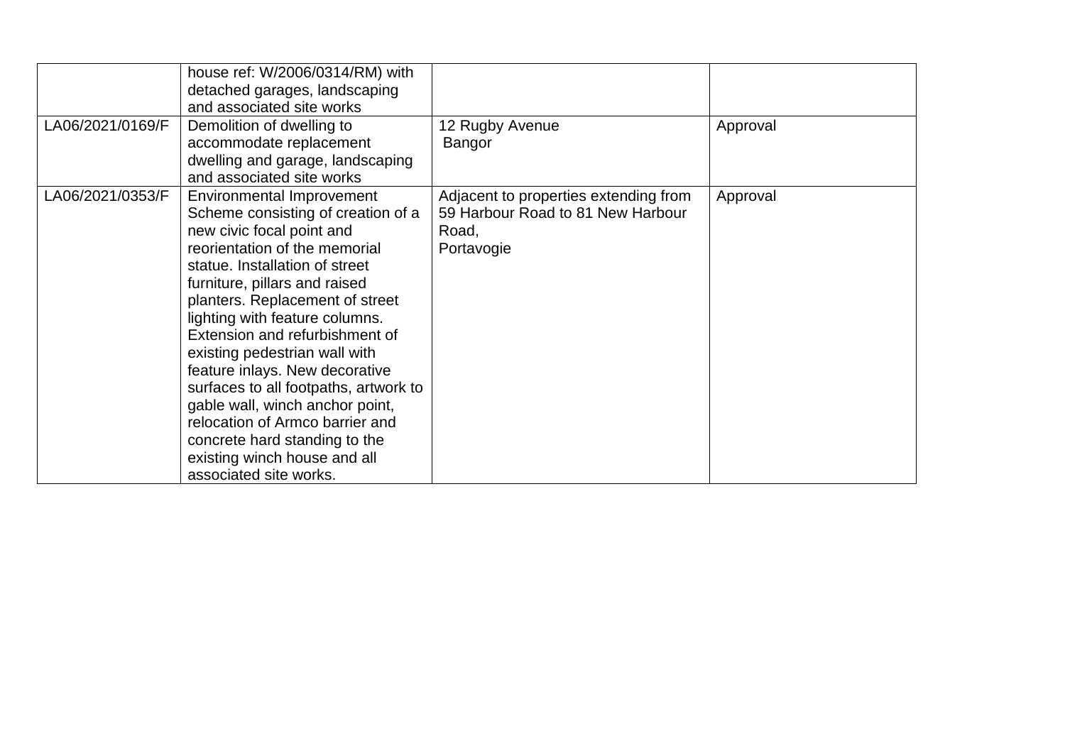| | | | |
|---|---|---|---|
| | house ref: W/2006/0314/RM) with detached garages, landscaping and associated site works | | |
| LA06/2021/0169/F | Demolition of dwelling to accommodate replacement dwelling and garage, landscaping and associated site works | 12 Rugby Avenue Bangor | Approval |
| LA06/2021/0353/F | Environmental Improvement Scheme consisting of creation of a new civic focal point and reorientation of the memorial statue. Installation of street furniture, pillars and raised planters. Replacement of street lighting with feature columns. Extension and refurbishment of existing pedestrian wall with feature inlays. New decorative surfaces to all footpaths, artwork to gable wall, winch anchor point, relocation of Armco barrier and concrete hard standing to the existing winch house and all associated site works. | Adjacent to properties extending from 59 Harbour Road to 81 New Harbour Road, Portavogie | Approval |